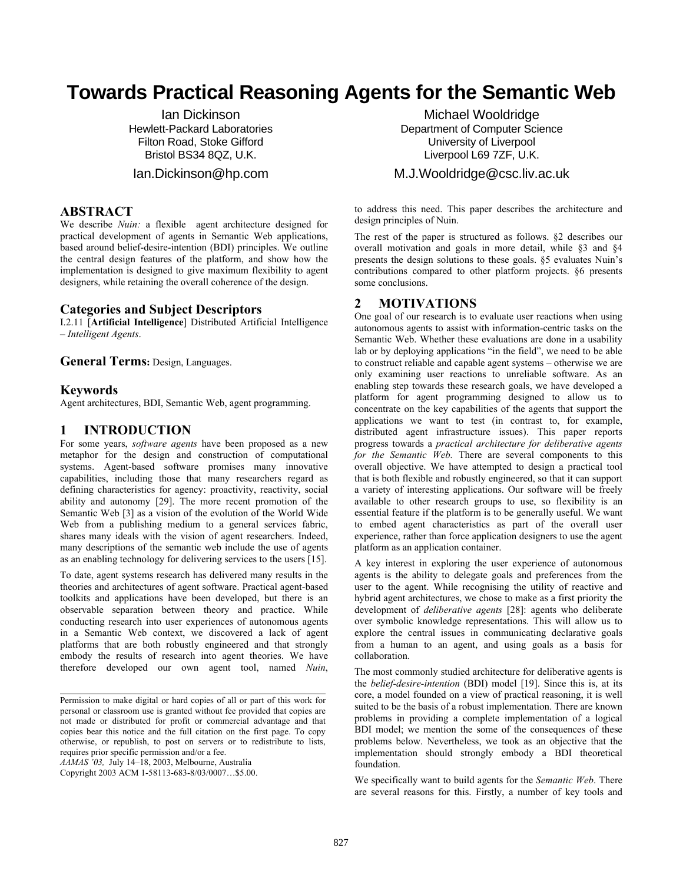# Towards Practical Reasoning Agents for the Semantic Web

Ian Dickinson
Hewlett-Packard Laboratories
Filton Road, Stoke Gifford
Bristol BS34 8QZ, U.K.
Ian.Dickinson@hp.com

Michael Wooldridge
Department of Computer Science
University of Liverpool
Liverpool L69 7ZF, U.K.
M.J.Wooldridge@csc.liv.ac.uk

## ABSTRACT

We describe *Nuin:* a flexible agent architecture designed for practical development of agents in Semantic Web applications, based around belief-desire-intention (BDI) principles. We outline the central design features of the platform, and show how the implementation is designed to give maximum flexibility to agent designers, while retaining the overall coherence of the design.

### Categories and Subject Descriptors

I.2.11 [**Artificial Intelligence**] Distributed Artificial Intelligence – *Intelligent Agents*.

### General Terms: Design, Languages.

### Keywords

Agent architectures, BDI, Semantic Web, agent programming.

## 1 INTRODUCTION

For some years, *software agents* have been proposed as a new metaphor for the design and construction of computational systems. Agent-based software promises many innovative capabilities, including those that many researchers regard as defining characteristics for agency: proactivity, reactivity, social ability and autonomy [29]. The more recent promotion of the Semantic Web [3] as a vision of the evolution of the World Wide Web from a publishing medium to a general services fabric, shares many ideals with the vision of agent researchers. Indeed, many descriptions of the semantic web include the use of agents as an enabling technology for delivering services to the users [15].

To date, agent systems research has delivered many results in the theories and architectures of agent software. Practical agent-based toolkits and applications have been developed, but there is an observable separation between theory and practice. While conducting research into user experiences of autonomous agents in a Semantic Web context, we discovered a lack of agent platforms that are both robustly engineered and that strongly embody the results of research into agent theories. We have therefore developed our own agent tool, named *Nuin*, to address this need. This paper describes the architecture and design principles of Nuin.

The rest of the paper is structured as follows. §2 describes our overall motivation and goals in more detail, while §3 and §4 presents the design solutions to these goals. §5 evaluates Nuin's contributions compared to other platform projects. §6 presents some conclusions.

## 2 MOTIVATIONS

One goal of our research is to evaluate user reactions when using autonomous agents to assist with information-centric tasks on the Semantic Web. Whether these evaluations are done in a usability lab or by deploying applications "in the field", we need to be able to construct reliable and capable agent systems – otherwise we are only examining user reactions to unreliable software. As an enabling step towards these research goals, we have developed a platform for agent programming designed to allow us to concentrate on the key capabilities of the agents that support the applications we want to test (in contrast to, for example, distributed agent infrastructure issues). This paper reports progress towards a *practical architecture for deliberative agents for the Semantic Web.* There are several components to this overall objective. We have attempted to design a practical tool that is both flexible and robustly engineered, so that it can support a variety of interesting applications. Our software will be freely available to other research groups to use, so flexibility is an essential feature if the platform is to be generally useful. We want to embed agent characteristics as part of the overall user experience, rather than force application designers to use the agent platform as an application container.

A key interest in exploring the user experience of autonomous agents is the ability to delegate goals and preferences from the user to the agent. While recognising the utility of reactive and hybrid agent architectures, we chose to make as a first priority the development of *deliberative agents* [28]: agents who deliberate over symbolic knowledge representations. This will allow us to explore the central issues in communicating declarative goals from a human to an agent, and using goals as a basis for collaboration.

The most commonly studied architecture for deliberative agents is the *belief-desire-intention* (BDI) model [19]. Since this is, at its core, a model founded on a view of practical reasoning, it is well suited to be the basis of a robust implementation. There are known problems in providing a complete implementation of a logical BDI model; we mention the some of the consequences of these problems below. Nevertheless, we took as an objective that the implementation should strongly embody a BDI theoretical foundation.

We specifically want to build agents for the *Semantic Web*. There are several reasons for this. Firstly, a number of key tools and

Permission to make digital or hard copies of all or part of this work for personal or classroom use is granted without fee provided that copies are not made or distributed for profit or commercial advantage and that copies bear this notice and the full citation on the first page. To copy otherwise, or republish, to post on servers or to redistribute to lists, requires prior specific permission and/or a fee.
*AAMAS '03,* July 14–18, 2003, Melbourne, Australia
Copyright 2003 ACM 1-58113-683-8/03/0007…$5.00.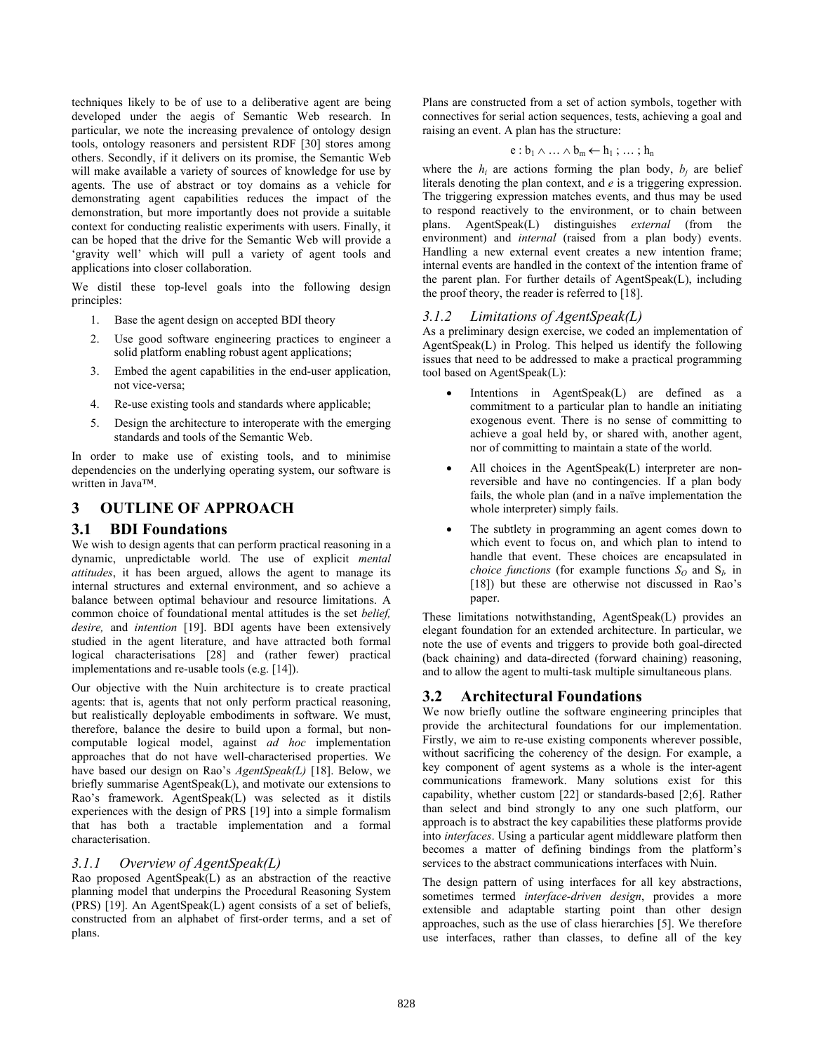techniques likely to be of use to a deliberative agent are being developed under the aegis of Semantic Web research. In particular, we note the increasing prevalence of ontology design tools, ontology reasoners and persistent RDF [30] stores among others. Secondly, if it delivers on its promise, the Semantic Web will make available a variety of sources of knowledge for use by agents. The use of abstract or toy domains as a vehicle for demonstrating agent capabilities reduces the impact of the demonstration, but more importantly does not provide a suitable context for conducting realistic experiments with users. Finally, it can be hoped that the drive for the Semantic Web will provide a 'gravity well' which will pull a variety of agent tools and applications into closer collaboration.

We distil these top-level goals into the following design principles:

1. Base the agent design on accepted BDI theory
2. Use good software engineering practices to engineer a solid platform enabling robust agent applications;
3. Embed the agent capabilities in the end-user application, not vice-versa;
4. Re-use existing tools and standards where applicable;
5. Design the architecture to interoperate with the emerging standards and tools of the Semantic Web.

In order to make use of existing tools, and to minimise dependencies on the underlying operating system, our software is written in Java™.

# 3 OUTLINE OF APPROACH

## 3.1 BDI Foundations

We wish to design agents that can perform practical reasoning in a dynamic, unpredictable world. The use of explicit *mental attitudes*, it has been argued, allows the agent to manage its internal structures and external environment, and so achieve a balance between optimal behaviour and resource limitations. A common choice of foundational mental attitudes is the set *belief, desire,* and *intention* [19]. BDI agents have been extensively studied in the agent literature, and have attracted both formal logical characterisations [28] and (rather fewer) practical implementations and re-usable tools (e.g. [14]).

Our objective with the Nuin architecture is to create practical agents: that is, agents that not only perform practical reasoning, but realistically deployable embodiments in software. We must, therefore, balance the desire to build upon a formal, but non-computable logical model, against *ad hoc* implementation approaches that do not have well-characterised properties. We have based our design on Rao's *AgentSpeak(L)* [18]. Below, we briefly summarise AgentSpeak(L), and motivate our extensions to Rao's framework. AgentSpeak(L) was selected as it distils experiences with the design of PRS [19] into a simple formalism that has both a tractable implementation and a formal characterisation.

### *3.1.1 Overview of AgentSpeak(L)*

Rao proposed AgentSpeak(L) as an abstraction of the reactive planning model that underpins the Procedural Reasoning System (PRS) [19]. An AgentSpeak(L) agent consists of a set of beliefs, constructed from an alphabet of first-order terms, and a set of plans.

Plans are constructed from a set of action symbols, together with connectives for serial action sequences, tests, achieving a goal and raising an event. A plan has the structure:

$$e : b_1 \wedge \ldots \wedge b_m \leftarrow h_1 \,;\, \ldots \,;\, h_n$$

where the $h_i$ are actions forming the plan body, $b_j$ are belief literals denoting the plan context, and $e$ is a triggering expression. The triggering expression matches events, and thus may be used to respond reactively to the environment, or to chain between plans. AgentSpeak(L) distinguishes *external* (from the environment) and *internal* (raised from a plan body) events. Handling a new external event creates a new intention frame; internal events are handled in the context of the intention frame of the parent plan. For further details of AgentSpeak(L), including the proof theory, the reader is referred to [18].

### *3.1.2 Limitations of AgentSpeak(L)*

As a preliminary design exercise, we coded an implementation of AgentSpeak(L) in Prolog. This helped us identify the following issues that need to be addressed to make a practical programming tool based on AgentSpeak(L):

- Intentions in AgentSpeak(L) are defined as a commitment to a particular plan to handle an initiating exogenous event. There is no sense of committing to achieve a goal held by, or shared with, another agent, nor of committing to maintain a state of the world.
- All choices in the AgentSpeak(L) interpreter are non-reversible and have no contingencies. If a plan body fails, the whole plan (and in a naïve implementation the whole interpreter) simply fails.
- The subtlety in programming an agent comes down to which event to focus on, and which plan to intend to handle that event. These choices are encapsulated in *choice functions* (for example functions $S_O$ and $S_I$ in [18]) but these are otherwise not discussed in Rao's paper.

These limitations notwithstanding, AgentSpeak(L) provides an elegant foundation for an extended architecture. In particular, we note the use of events and triggers to provide both goal-directed (back chaining) and data-directed (forward chaining) reasoning, and to allow the agent to multi-task multiple simultaneous plans.

## 3.2 Architectural Foundations

We now briefly outline the software engineering principles that provide the architectural foundations for our implementation. Firstly, we aim to re-use existing components wherever possible, without sacrificing the coherency of the design. For example, a key component of agent systems as a whole is the inter-agent communications framework. Many solutions exist for this capability, whether custom [22] or standards-based [2;6]. Rather than select and bind strongly to any one such platform, our approach is to abstract the key capabilities these platforms provide into *interfaces*. Using a particular agent middleware platform then becomes a matter of defining bindings from the platform's services to the abstract communications interfaces with Nuin.

The design pattern of using interfaces for all key abstractions, sometimes termed *interface-driven design*, provides a more extensible and adaptable starting point than other design approaches, such as the use of class hierarchies [5]. We therefore use interfaces, rather than classes, to define all of the key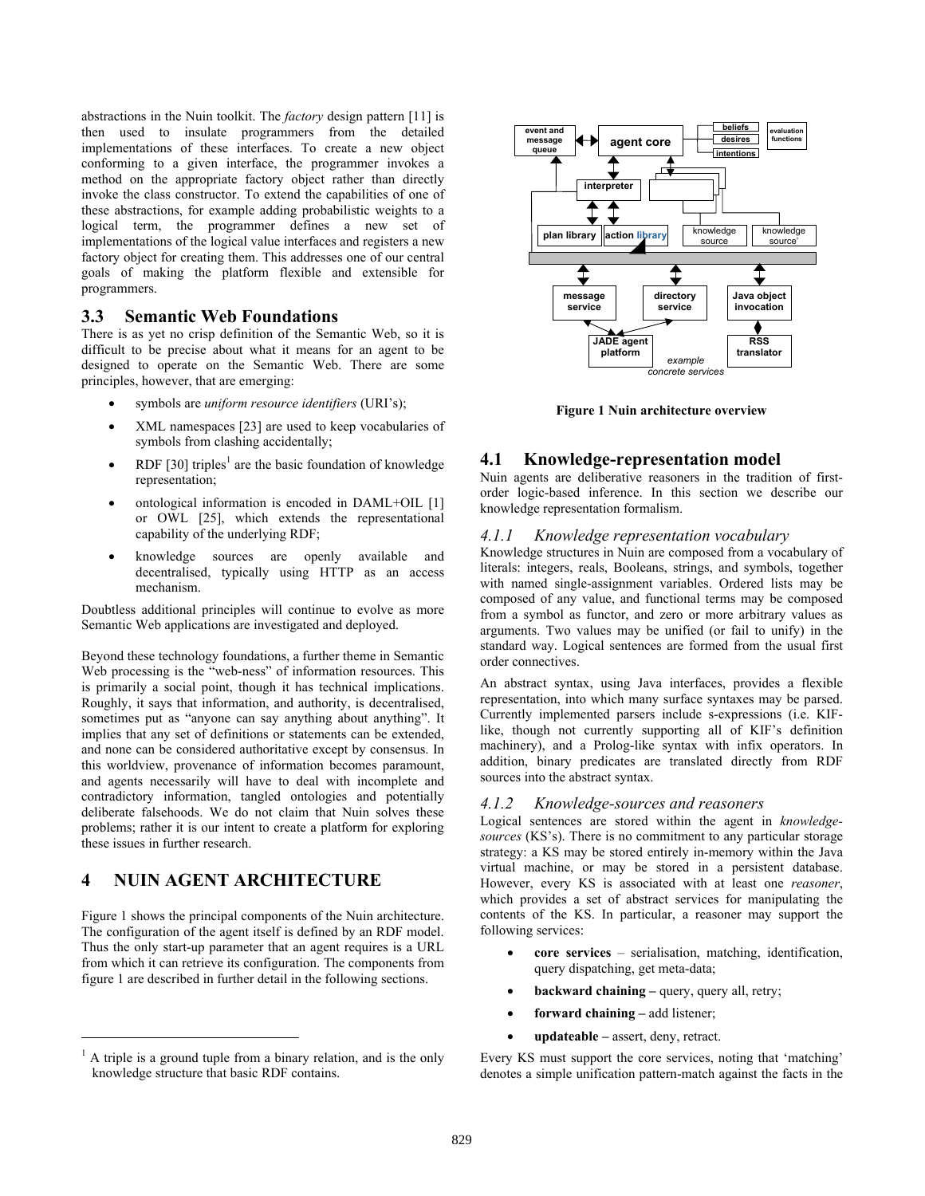abstractions in the Nuin toolkit. The *factory* design pattern [11] is then used to insulate programmers from the detailed implementations of these interfaces. To create a new object conforming to a given interface, the programmer invokes a method on the appropriate factory object rather than directly invoke the class constructor. To extend the capabilities of one of these abstractions, for example adding probabilistic weights to a logical term, the programmer defines a new set of implementations of the logical value interfaces and registers a new factory object for creating them. This addresses one of our central goals of making the platform flexible and extensible for programmers.

## 3.3 Semantic Web Foundations

There is as yet no crisp definition of the Semantic Web, so it is difficult to be precise about what it means for an agent to be designed to operate on the Semantic Web. There are some principles, however, that are emerging:

- symbols are *uniform resource identifiers* (URI's);
- XML namespaces [23] are used to keep vocabularies of symbols from clashing accidentally;
- RDF [30] triples[1] are the basic foundation of knowledge representation;
- ontological information is encoded in DAML+OIL [1] or OWL [25], which extends the representational capability of the underlying RDF;
- knowledge sources are openly available and decentralised, typically using HTTP as an access mechanism.

Doubtless additional principles will continue to evolve as more Semantic Web applications are investigated and deployed.

Beyond these technology foundations, a further theme in Semantic Web processing is the "web-ness" of information resources. This is primarily a social point, though it has technical implications. Roughly, it says that information, and authority, is decentralised, sometimes put as "anyone can say anything about anything". It implies that any set of definitions or statements can be extended, and none can be considered authoritative except by consensus. In this worldview, provenance of information becomes paramount, and agents necessarily will have to deal with incomplete and contradictory information, tangled ontologies and potentially deliberate falsehoods. We do not claim that Nuin solves these problems; rather it is our intent to create a platform for exploring these issues in further research.

# 4 NUIN AGENT ARCHITECTURE

Figure 1 shows the principal components of the Nuin architecture. The configuration of the agent itself is defined by an RDF model. Thus the only start-up parameter that an agent requires is a URL from which it can retrieve its configuration. The components from figure 1 are described in further detail in the following sections.

[1] A triple is a ground tuple from a binary relation, and is the only knowledge structure that basic RDF contains.

**Figure 1 Nuin architecture overview**

## 4.1 Knowledge-representation model

Nuin agents are deliberative reasoners in the tradition of first-order logic-based inference. In this section we describe our knowledge representation formalism.

### *4.1.1 Knowledge representation vocabulary*

Knowledge structures in Nuin are composed from a vocabulary of literals: integers, reals, Booleans, strings, and symbols, together with named single-assignment variables. Ordered lists may be composed of any value, and functional terms may be composed from a symbol as functor, and zero or more arbitrary values as arguments. Two values may be unified (or fail to unify) in the standard way. Logical sentences are formed from the usual first order connectives.

An abstract syntax, using Java interfaces, provides a flexible representation, into which many surface syntaxes may be parsed. Currently implemented parsers include s-expressions (i.e. KIF-like, though not currently supporting all of KIF's definition machinery), and a Prolog-like syntax with infix operators. In addition, binary predicates are translated directly from RDF sources into the abstract syntax.

### *4.1.2 Knowledge-sources and reasoners*

Logical sentences are stored within the agent in *knowledge-sources* (KS's). There is no commitment to any particular storage strategy: a KS may be stored entirely in-memory within the Java virtual machine, or may be stored in a persistent database. However, every KS is associated with at least one *reasoner*, which provides a set of abstract services for manipulating the contents of the KS. In particular, a reasoner may support the following services:

- **core services** – serialisation, matching, identification, query dispatching, get meta-data;
- **backward chaining –** query, query all, retry;
- **forward chaining –** add listener;
- **updateable –** assert, deny, retract.

Every KS must support the core services, noting that 'matching' denotes a simple unification pattern-match against the facts in the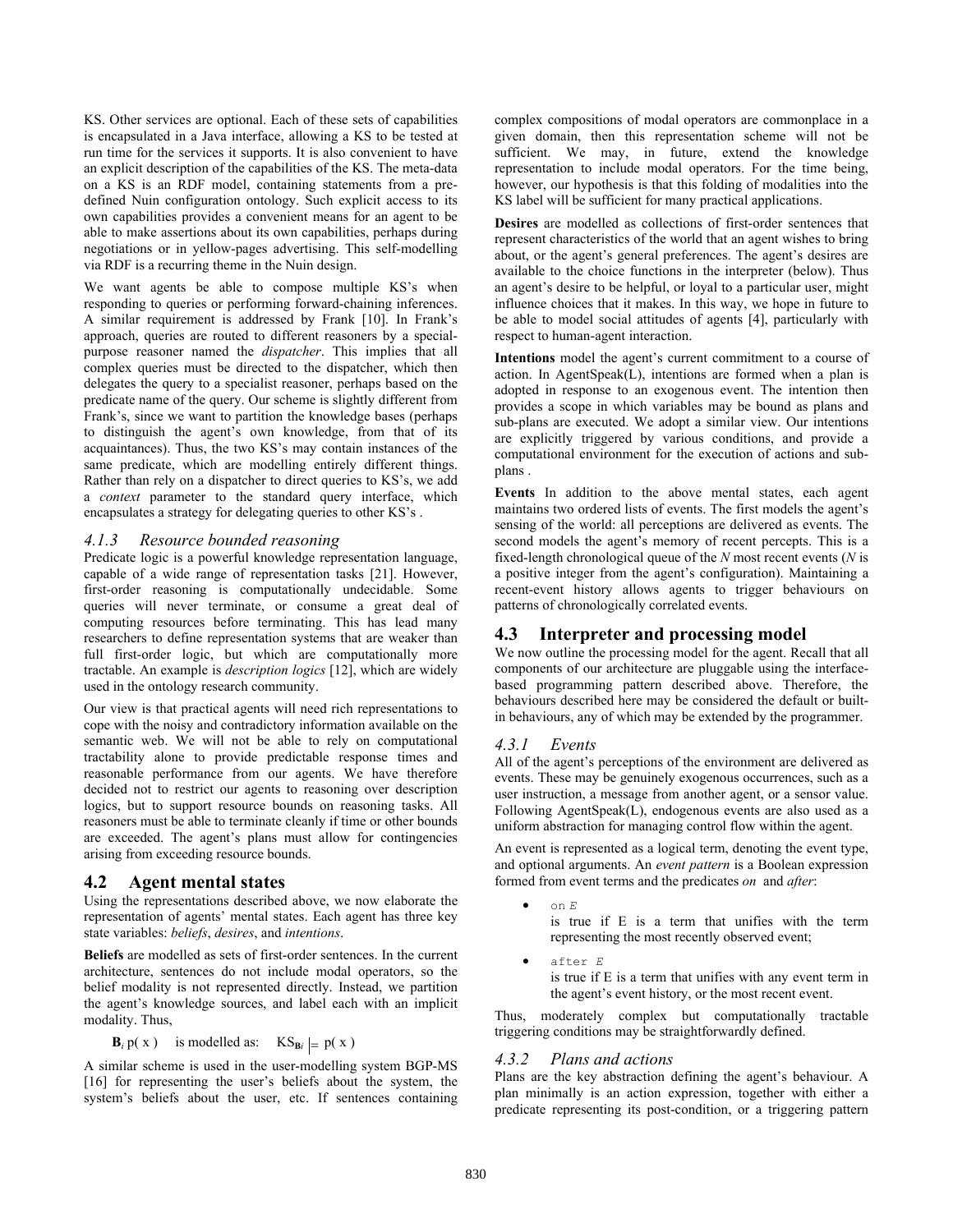KS. Other services are optional. Each of these sets of capabilities is encapsulated in a Java interface, allowing a KS to be tested at run time for the services it supports. It is also convenient to have an explicit description of the capabilities of the KS. The meta-data on a KS is an RDF model, containing statements from a pre-defined Nuin configuration ontology. Such explicit access to its own capabilities provides a convenient means for an agent to be able to make assertions about its own capabilities, perhaps during negotiations or in yellow-pages advertising. This self-modelling via RDF is a recurring theme in the Nuin design.

We want agents be able to compose multiple KS's when responding to queries or performing forward-chaining inferences. A similar requirement is addressed by Frank [10]. In Frank's approach, queries are routed to different reasoners by a special-purpose reasoner named the *dispatcher*. This implies that all complex queries must be directed to the dispatcher, which then delegates the query to a specialist reasoner, perhaps based on the predicate name of the query. Our scheme is slightly different from Frank's, since we want to partition the knowledge bases (perhaps to distinguish the agent's own knowledge, from that of its acquaintances). Thus, the two KS's may contain instances of the same predicate, which are modelling entirely different things. Rather than rely on a dispatcher to direct queries to KS's, we add a *context* parameter to the standard query interface, which encapsulates a strategy for delegating queries to other KS's .

### 4.1.3 Resource bounded reasoning

Predicate logic is a powerful knowledge representation language, capable of a wide range of representation tasks [21]. However, first-order reasoning is computationally undecidable. Some queries will never terminate, or consume a great deal of computing resources before terminating. This has lead many researchers to define representation systems that are weaker than full first-order logic, but which are computationally more tractable. An example is *description logics* [12], which are widely used in the ontology research community.

Our view is that practical agents will need rich representations to cope with the noisy and contradictory information available on the semantic web. We will not be able to rely on computational tractability alone to provide predictable response times and reasonable performance from our agents. We have therefore decided not to restrict our agents to reasoning over description logics, but to support resource bounds on reasoning tasks. All reasoners must be able to terminate cleanly if time or other bounds are exceeded. The agent's plans must allow for contingencies arising from exceeding resource bounds.

## 4.2 Agent mental states

Using the representations described above, we now elaborate the representation of agents' mental states. Each agent has three key state variables: *beliefs*, *desires*, and *intentions*.

**Beliefs** are modelled as sets of first-order sentences. In the current architecture, sentences do not include modal operators, so the belief modality is not represented directly. Instead, we partition the agent's knowledge sources, and label each with an implicit modality. Thus,

$\mathbf{B}_i\, p(x)$ is modelled as: $KS_{\mathbf{B}i} \models p(x)$

A similar scheme is used in the user-modelling system BGP-MS [16] for representing the user's beliefs about the system, the system's beliefs about the user, etc. If sentences containing complex compositions of modal operators are commonplace in a given domain, then this representation scheme will not be sufficient. We may, in future, extend the knowledge representation to include modal operators. For the time being, however, our hypothesis is that this folding of modalities into the KS label will be sufficient for many practical applications.

**Desires** are modelled as collections of first-order sentences that represent characteristics of the world that an agent wishes to bring about, or the agent's general preferences. The agent's desires are available to the choice functions in the interpreter (below). Thus an agent's desire to be helpful, or loyal to a particular user, might influence choices that it makes. In this way, we hope in future to be able to model social attitudes of agents [4], particularly with respect to human-agent interaction.

**Intentions** model the agent's current commitment to a course of action. In AgentSpeak(L), intentions are formed when a plan is adopted in response to an exogenous event. The intention then provides a scope in which variables may be bound as plans and sub-plans are executed. We adopt a similar view. Our intentions are explicitly triggered by various conditions, and provide a computational environment for the execution of actions and sub-plans .

**Events** In addition to the above mental states, each agent maintains two ordered lists of events. The first models the agent's sensing of the world: all perceptions are delivered as events. The second models the agent's memory of recent percepts. This is a fixed-length chronological queue of the *N* most recent events (*N* is a positive integer from the agent's configuration). Maintaining a recent-event history allows agents to trigger behaviours on patterns of chronologically correlated events.

## 4.3 Interpreter and processing model

We now outline the processing model for the agent. Recall that all components of our architecture are pluggable using the interface-based programming pattern described above. Therefore, the behaviours described here may be considered the default or built-in behaviours, any of which may be extended by the programmer.

### 4.3.1 Events

All of the agent's perceptions of the environment are delivered as events. These may be genuinely exogenous occurrences, such as a user instruction, a message from another agent, or a sensor value. Following AgentSpeak(L), endogenous events are also used as a uniform abstraction for managing control flow within the agent.

An event is represented as a logical term, denoting the event type, and optional arguments. An *event pattern* is a Boolean expression formed from event terms and the predicates *on* and *after*:

- `on E`
  is true if E is a term that unifies with the term representing the most recently observed event;
- `after E`
  is true if E is a term that unifies with any event term in the agent's event history, or the most recent event.

Thus, moderately complex but computationally tractable triggering conditions may be straightforwardly defined.

### 4.3.2 Plans and actions

Plans are the key abstraction defining the agent's behaviour. A plan minimally is an action expression, together with either a predicate representing its post-condition, or a triggering pattern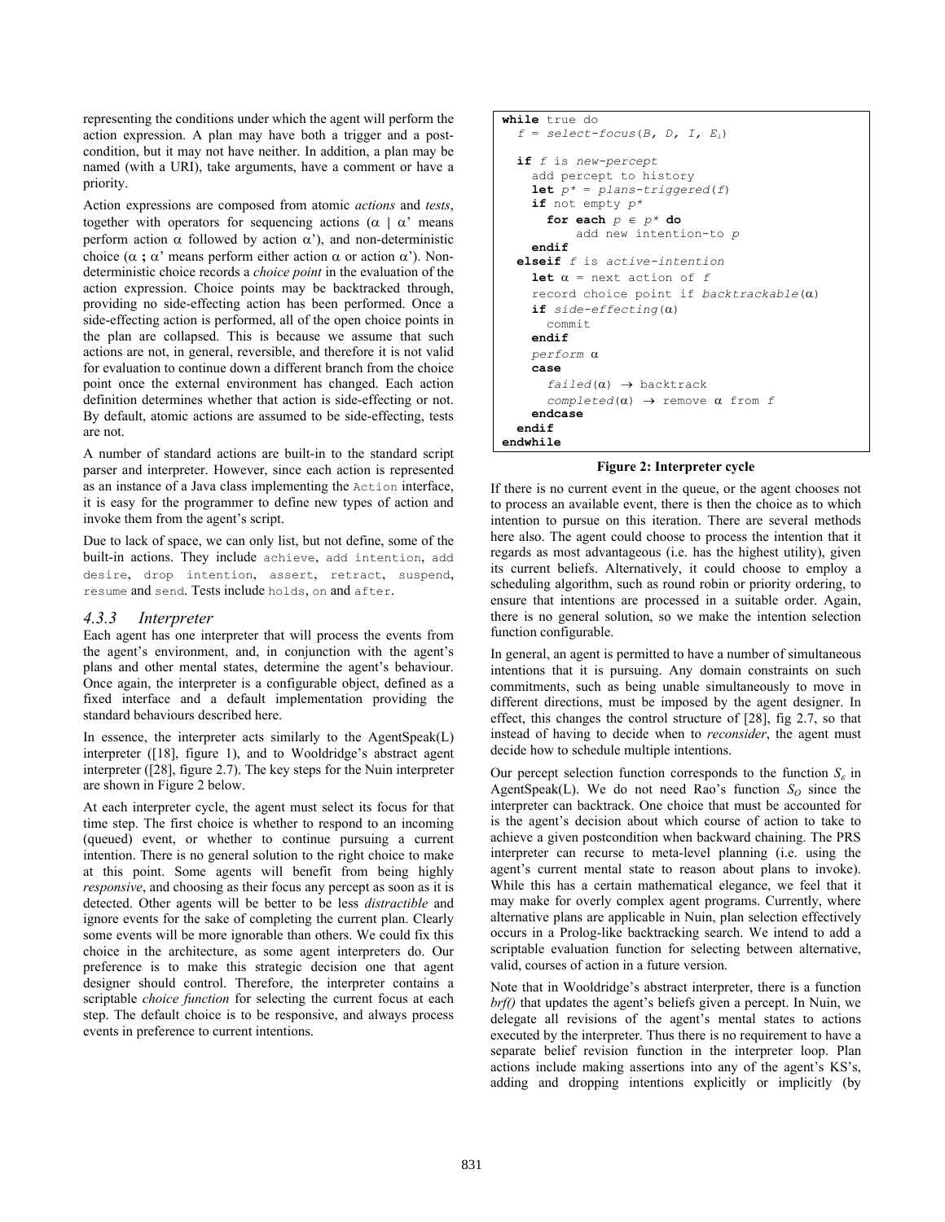representing the conditions under which the agent will perform the action expression. A plan may have both a trigger and a post-condition, but it may not have neither. In addition, a plan may be named (with a URI), take arguments, have a comment or have a priority.

Action expressions are composed from atomic *actions* and *tests*, together with operators for sequencing actions ($\alpha$ | $\alpha$' means perform action $\alpha$ followed by action $\alpha$'), and non-deterministic choice ($\alpha$ **;** $\alpha$' means perform either action $\alpha$ or action $\alpha$'). Non-deterministic choice records a *choice point* in the evaluation of the action expression. Choice points may be backtracked through, providing no side-effecting action has been performed. Once a side-effecting action is performed, all of the open choice points in the plan are collapsed. This is because we assume that such actions are not, in general, reversible, and therefore it is not valid for evaluation to continue down a different branch from the choice point once the external environment has changed. Each action definition determines whether that action is side-effecting or not. By default, atomic actions are assumed to be side-effecting, tests are not.

A number of standard actions are built-in to the standard script parser and interpreter. However, since each action is represented as an instance of a Java class implementing the `Action` interface, it is easy for the programmer to define new types of action and invoke them from the agent's script.

Due to lack of space, we can only list, but not define, some of the built-in actions. They include `achieve`, `add intention`, `add desire`, `drop intention`, `assert`, `retract`, `suspend`, `resume` and `send`. Tests include `holds`, `on` and `after`.

### *4.3.3 Interpreter*

Each agent has one interpreter that will process the events from the agent's environment, and, in conjunction with the agent's plans and other mental states, determine the agent's behaviour. Once again, the interpreter is a configurable object, defined as a fixed interface and a default implementation providing the standard behaviours described here.

In essence, the interpreter acts similarly to the AgentSpeak(L) interpreter ([18], figure 1), and to Wooldridge's abstract agent interpreter ([28], figure 2.7). The key steps for the Nuin interpreter are shown in Figure 2 below.

At each interpreter cycle, the agent must select its focus for that time step. The first choice is whether to respond to an incoming (queued) event, or whether to continue pursuing a current intention. There is no general solution to the right choice to make at this point. Some agents will benefit from being highly *responsive*, and choosing as their focus any percept as soon as it is detected. Other agents will be better to be less *distractible* and ignore events for the sake of completing the current plan. Clearly some events will be more ignorable than others. We could fix this choice in the architecture, as some agent interpreters do. Our preference is to make this strategic decision one that agent designer should control. Therefore, the interpreter contains a scriptable *choice function* for selecting the current focus at each step. The default choice is to be responsive, and always process events in preference to current intentions.

```
while true do
  f = select-focus(B, D, I, Ei)

  if f is new-percept
    add percept to history
    let p* = plans-triggered(f)
    if not empty p*
      for each p ∈ p* do
          add new intention-to p
    endif
  elseif f is active-intention
    let α = next action of f
    record choice point if backtrackable(α)
    if side-effecting(α)
      commit
    endif
    perform α
    case
      failed(α) → backtrack
      completed(α) → remove α from f
    endcase
  endif
endwhile
```

**Figure 2: Interpreter cycle**

If there is no current event in the queue, or the agent chooses not to process an available event, there is then the choice as to which intention to pursue on this iteration. There are several methods here also. The agent could choose to process the intention that it regards as most advantageous (i.e. has the highest utility), given its current beliefs. Alternatively, it could choose to employ a scheduling algorithm, such as round robin or priority ordering, to ensure that intentions are processed in a suitable order. Again, there is no general solution, so we make the intention selection function configurable.

In general, an agent is permitted to have a number of simultaneous intentions that it is pursuing. Any domain constraints on such commitments, such as being unable simultaneously to move in different directions, must be imposed by the agent designer. In effect, this changes the control structure of [28], fig 2.7, so that instead of having to decide when to *reconsider*, the agent must decide how to schedule multiple intentions.

Our percept selection function corresponds to the function $S_\varepsilon$ in AgentSpeak(L). We do not need Rao's function $S_O$ since the interpreter can backtrack. One choice that must be accounted for is the agent's decision about which course of action to take to achieve a given postcondition when backward chaining. The PRS interpreter can recurse to meta-level planning (i.e. using the agent's current mental state to reason about plans to invoke). While this has a certain mathematical elegance, we feel that it may make for overly complex agent programs. Currently, where alternative plans are applicable in Nuin, plan selection effectively occurs in a Prolog-like backtracking search. We intend to add a scriptable evaluation function for selecting between alternative, valid, courses of action in a future version.

Note that in Wooldridge's abstract interpreter, there is a function *brf()* that updates the agent's beliefs given a percept. In Nuin, we delegate all revisions of the agent's mental states to actions executed by the interpreter. Thus there is no requirement to have a separate belief revision function in the interpreter loop. Plan actions include making assertions into any of the agent's KS's, adding and dropping intentions explicitly or implicitly (by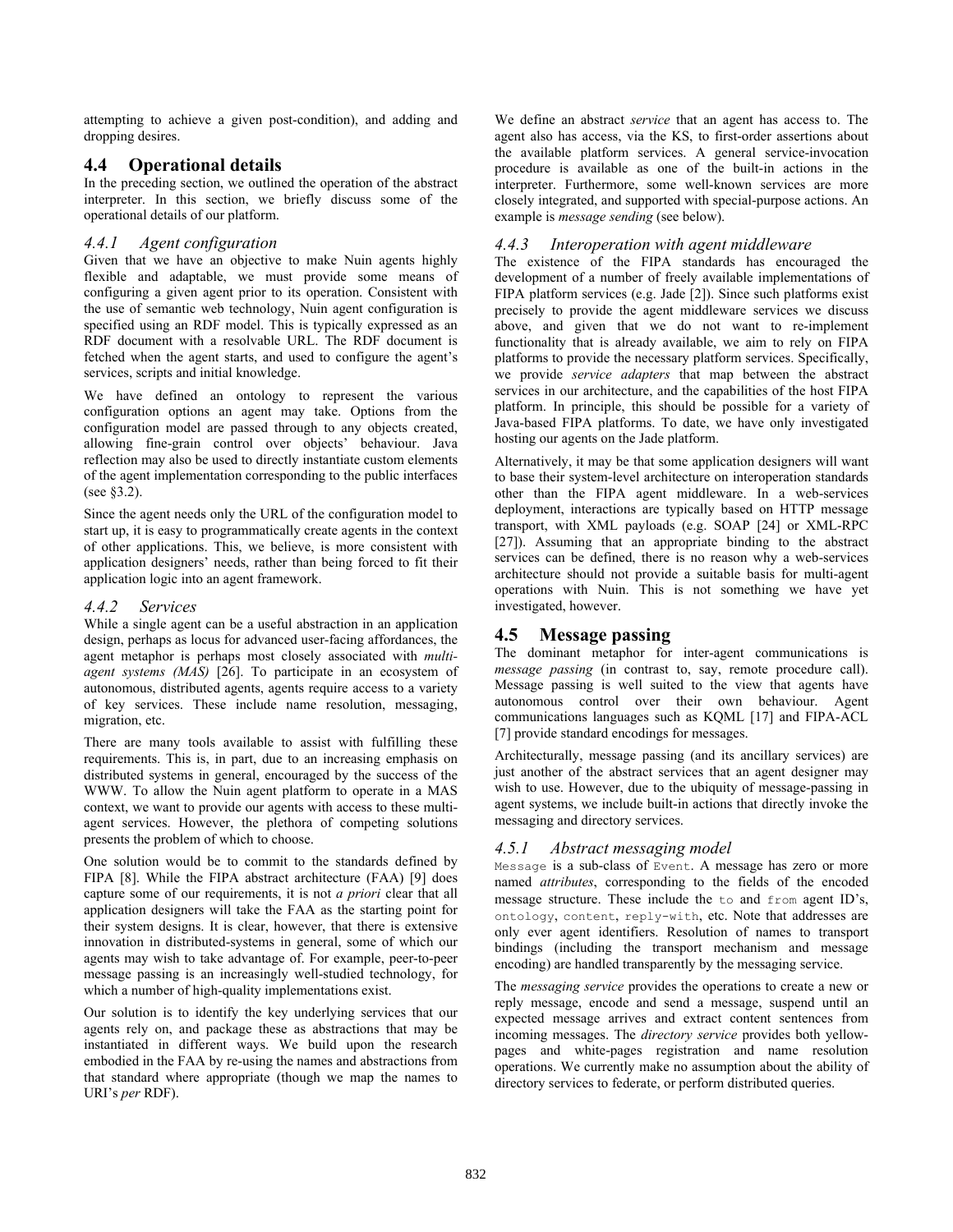attempting to achieve a given post-condition), and adding and dropping desires.

## 4.4 Operational details

In the preceding section, we outlined the operation of the abstract interpreter. In this section, we briefly discuss some of the operational details of our platform.

### *4.4.1 Agent configuration*

Given that we have an objective to make Nuin agents highly flexible and adaptable, we must provide some means of configuring a given agent prior to its operation. Consistent with the use of semantic web technology, Nuin agent configuration is specified using an RDF model. This is typically expressed as an RDF document with a resolvable URL. The RDF document is fetched when the agent starts, and used to configure the agent's services, scripts and initial knowledge.

We have defined an ontology to represent the various configuration options an agent may take. Options from the configuration model are passed through to any objects created, allowing fine-grain control over objects' behaviour. Java reflection may also be used to directly instantiate custom elements of the agent implementation corresponding to the public interfaces (see §3.2).

Since the agent needs only the URL of the configuration model to start up, it is easy to programmatically create agents in the context of other applications. This, we believe, is more consistent with application designers' needs, rather than being forced to fit their application logic into an agent framework.

### *4.4.2 Services*

While a single agent can be a useful abstraction in an application design, perhaps as locus for advanced user-facing affordances, the agent metaphor is perhaps most closely associated with *multi-agent systems (MAS)* [26]. To participate in an ecosystem of autonomous, distributed agents, agents require access to a variety of key services. These include name resolution, messaging, migration, etc.

There are many tools available to assist with fulfilling these requirements. This is, in part, due to an increasing emphasis on distributed systems in general, encouraged by the success of the WWW. To allow the Nuin agent platform to operate in a MAS context, we want to provide our agents with access to these multi-agent services. However, the plethora of competing solutions presents the problem of which to choose.

One solution would be to commit to the standards defined by FIPA [8]. While the FIPA abstract architecture (FAA) [9] does capture some of our requirements, it is not *a priori* clear that all application designers will take the FAA as the starting point for their system designs. It is clear, however, that there is extensive innovation in distributed-systems in general, some of which our agents may wish to take advantage of. For example, peer-to-peer message passing is an increasingly well-studied technology, for which a number of high-quality implementations exist.

Our solution is to identify the key underlying services that our agents rely on, and package these as abstractions that may be instantiated in different ways. We build upon the research embodied in the FAA by re-using the names and abstractions from that standard where appropriate (though we map the names to URI's *per* RDF).

We define an abstract *service* that an agent has access to. The agent also has access, via the KS, to first-order assertions about the available platform services. A general service-invocation procedure is available as one of the built-in actions in the interpreter. Furthermore, some well-known services are more closely integrated, and supported with special-purpose actions. An example is *message sending* (see below).

### *4.4.3 Interoperation with agent middleware*

The existence of the FIPA standards has encouraged the development of a number of freely available implementations of FIPA platform services (e.g. Jade [2]). Since such platforms exist precisely to provide the agent middleware services we discuss above, and given that we do not want to re-implement functionality that is already available, we aim to rely on FIPA platforms to provide the necessary platform services. Specifically, we provide *service adapters* that map between the abstract services in our architecture, and the capabilities of the host FIPA platform. In principle, this should be possible for a variety of Java-based FIPA platforms. To date, we have only investigated hosting our agents on the Jade platform.

Alternatively, it may be that some application designers will want to base their system-level architecture on interoperation standards other than the FIPA agent middleware. In a web-services deployment, interactions are typically based on HTTP message transport, with XML payloads (e.g. SOAP [24] or XML-RPC [27]). Assuming that an appropriate binding to the abstract services can be defined, there is no reason why a web-services architecture should not provide a suitable basis for multi-agent operations with Nuin. This is not something we have yet investigated, however.

## 4.5 Message passing

The dominant metaphor for inter-agent communications is *message passing* (in contrast to, say, remote procedure call). Message passing is well suited to the view that agents have autonomous control over their own behaviour. Agent communications languages such as KQML [17] and FIPA-ACL [7] provide standard encodings for messages.

Architecturally, message passing (and its ancillary services) are just another of the abstract services that an agent designer may wish to use. However, due to the ubiquity of message-passing in agent systems, we include built-in actions that directly invoke the messaging and directory services.

### *4.5.1 Abstract messaging model*

`Message` is a sub-class of `Event`. A message has zero or more named *attributes*, corresponding to the fields of the encoded message structure. These include the `to` and `from` agent ID's, `ontology`, `content`, `reply-with`, etc. Note that addresses are only ever agent identifiers. Resolution of names to transport bindings (including the transport mechanism and message encoding) are handled transparently by the messaging service.

The *messaging service* provides the operations to create a new or reply message, encode and send a message, suspend until an expected message arrives and extract content sentences from incoming messages. The *directory service* provides both yellow-pages and white-pages registration and name resolution operations. We currently make no assumption about the ability of directory services to federate, or perform distributed queries.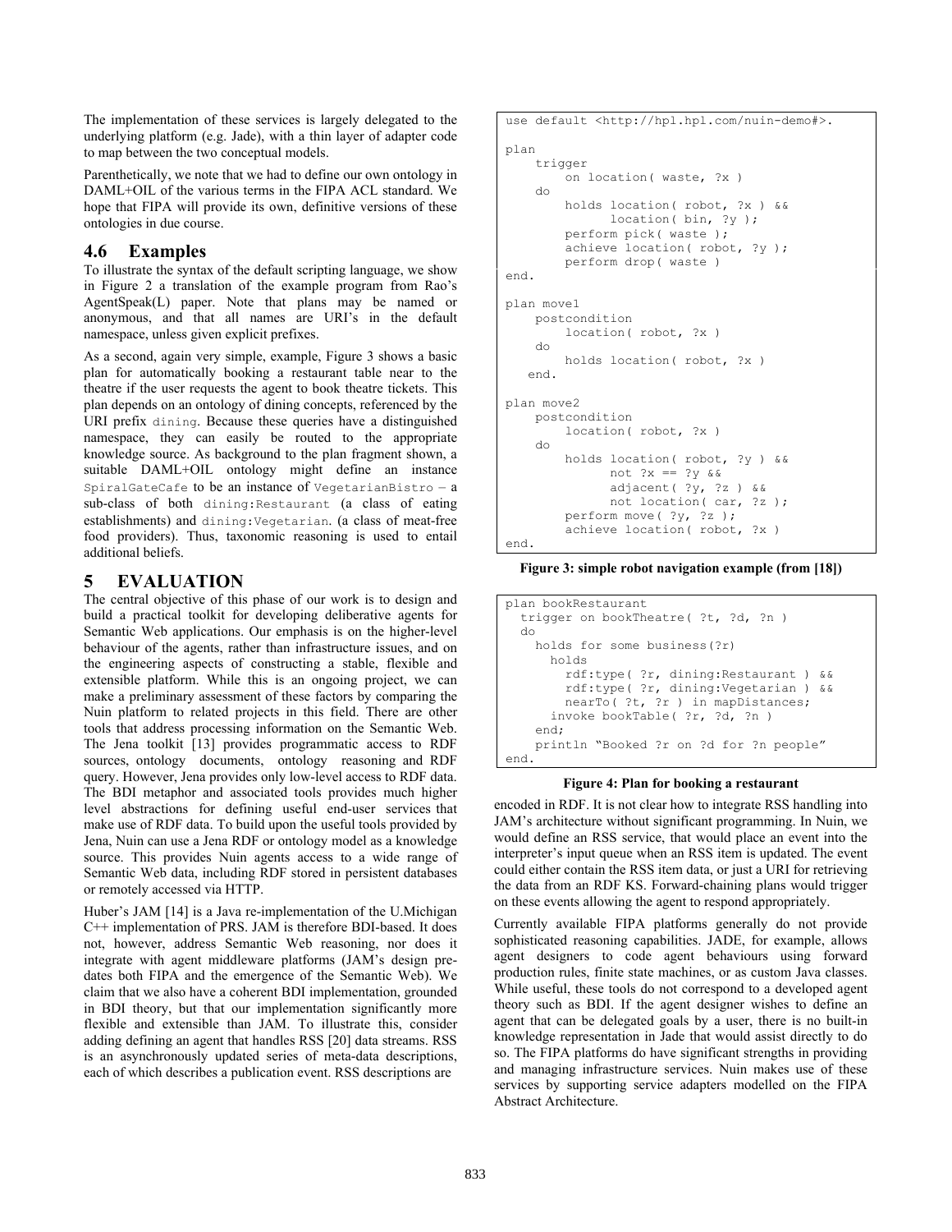The implementation of these services is largely delegated to the underlying platform (e.g. Jade), with a thin layer of adapter code to map between the two conceptual models.

Parenthetically, we note that we had to define our own ontology in DAML+OIL of the various terms in the FIPA ACL standard. We hope that FIPA will provide its own, definitive versions of these ontologies in due course.

## 4.6 Examples

To illustrate the syntax of the default scripting language, we show in Figure 2 a translation of the example program from Rao's AgentSpeak(L) paper. Note that plans may be named or anonymous, and that all names are URI's in the default namespace, unless given explicit prefixes.

As a second, again very simple, example, Figure 3 shows a basic plan for automatically booking a restaurant table near to the theatre if the user requests the agent to book theatre tickets. This plan depends on an ontology of dining concepts, referenced by the URI prefix `dining`. Because these queries have a distinguished namespace, they can easily be routed to the appropriate knowledge source. As background to the plan fragment shown, a suitable DAML+OIL ontology might define an instance `SpiralGateCafe` to be an instance of `VegetarianBistro` – a sub-class of both `dining:Restaurant` (a class of eating establishments) and `dining:Vegetarian`. (a class of meat-free food providers). Thus, taxonomic reasoning is used to entail additional beliefs.

# 5 EVALUATION

The central objective of this phase of our work is to design and build a practical toolkit for developing deliberative agents for Semantic Web applications. Our emphasis is on the higher-level behaviour of the agents, rather than infrastructure issues, and on the engineering aspects of constructing a stable, flexible and extensible platform. While this is an ongoing project, we can make a preliminary assessment of these factors by comparing the Nuin platform to related projects in this field. There are other tools that address processing information on the Semantic Web. The Jena toolkit [13] provides programmatic access to RDF sources, ontology documents, ontology reasoning and RDF query. However, Jena provides only low-level access to RDF data. The BDI metaphor and associated tools provides much higher level abstractions for defining useful end-user services that make use of RDF data. To build upon the useful tools provided by Jena, Nuin can use a Jena RDF or ontology model as a knowledge source. This provides Nuin agents access to a wide range of Semantic Web data, including RDF stored in persistent databases or remotely accessed via HTTP.

Huber's JAM [14] is a Java re-implementation of the U.Michigan C++ implementation of PRS. JAM is therefore BDI-based. It does not, however, address Semantic Web reasoning, nor does it integrate with agent middleware platforms (JAM's design pre-dates both FIPA and the emergence of the Semantic Web). We claim that we also have a coherent BDI implementation, grounded in BDI theory, but that our implementation significantly more flexible and extensible than JAM. To illustrate this, consider adding defining an agent that handles RSS [20] data streams. RSS is an asynchronously updated series of meta-data descriptions, each of which describes a publication event. RSS descriptions are encoded in RDF. It is not clear how to integrate RSS handling into JAM's architecture without significant programming. In Nuin, we would define an RSS service, that would place an event into the interpreter's input queue when an RSS item is updated. The event could either contain the RSS item data, or just a URI for retrieving the data from an RDF KS. Forward-chaining plans would trigger on these events allowing the agent to respond appropriately.

Currently available FIPA platforms generally do not provide sophisticated reasoning capabilities. JADE, for example, allows agent designers to code agent behaviours using forward production rules, finite state machines, or as custom Java classes. While useful, these tools do not correspond to a developed agent theory such as BDI. If the agent designer wishes to define an agent that can be delegated goals by a user, there is no built-in knowledge representation in Jade that would assist directly to do so. The FIPA platforms do have significant strengths in providing and managing infrastructure services. Nuin makes use of these services by supporting service adapters modelled on the FIPA Abstract Architecture.

```
use default <http://hpl.hpl.com/nuin-demo#>.

plan
    trigger
        on location( waste, ?x )
    do
        holds location( robot, ?x ) &&
              location( bin, ?y );
        perform pick( waste );
        achieve location( robot, ?y );
        perform drop( waste )
end.

plan move1
    postcondition
        location( robot, ?x )
    do
        holds location( robot, ?x )
   end.

plan move2
    postcondition
        location( robot, ?x )
    do
        holds location( robot, ?y ) &&
              not ?x == ?y &&
              adjacent( ?y, ?z ) &&
              not location( car, ?z );
        perform move( ?y, ?z );
        achieve location( robot, ?x )
end.
```

**Figure 3: simple robot navigation example (from [18])**

```
plan bookRestaurant
  trigger on bookTheatre( ?t, ?d, ?n )
  do
    holds for some business(?r)
      holds
        rdf:type( ?r, dining:Restaurant ) &&
        rdf:type( ?r, dining:Vegetarian ) &&
        nearTo( ?t, ?r ) in mapDistances;
      invoke bookTable( ?r, ?d, ?n )
    end;
    println "Booked ?r on ?d for ?n people"
end.
```

**Figure 4: Plan for booking a restaurant**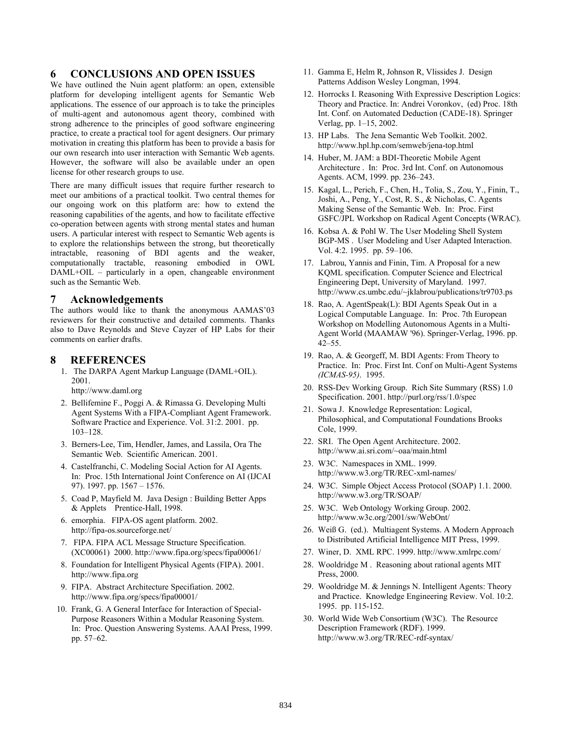## 6 CONCLUSIONS AND OPEN ISSUES

We have outlined the Nuin agent platform: an open, extensible platform for developing intelligent agents for Semantic Web applications. The essence of our approach is to take the principles of multi-agent and autonomous agent theory, combined with strong adherence to the principles of good software engineering practice, to create a practical tool for agent designers. Our primary motivation in creating this platform has been to provide a basis for our own research into user interaction with Semantic Web agents. However, the software will also be available under an open license for other research groups to use.

There are many difficult issues that require further research to meet our ambitions of a practical toolkit. Two central themes for our ongoing work on this platform are: how to extend the reasoning capabilities of the agents, and how to facilitate effective co-operation between agents with strong mental states and human users. A particular interest with respect to Semantic Web agents is to explore the relationships between the strong, but theoretically intractable, reasoning of BDI agents and the weaker, computationally tractable, reasoning embodied in OWL DAML+OIL – particularly in a open, changeable environment such as the Semantic Web.

## 7 Acknowledgements

The authors would like to thank the anonymous AAMAS'03 reviewers for their constructive and detailed comments. Thanks also to Dave Reynolds and Steve Cayzer of HP Labs for their comments on earlier drafts.

## 8 REFERENCES

1. The DARPA Agent Markup Language (DAML+OIL). 2001. http://www.daml.org
2. Bellifemine F., Poggi A. & Rimassa G. Developing Multi Agent Systems With a FIPA-Compliant Agent Framework. Software Practice and Experience. Vol. 31:2. 2001. pp. 103–128.
3. Berners-Lee, Tim, Hendler, James, and Lassila, Ora The Semantic Web. Scientific American. 2001.
4. Castelfranchi, C. Modeling Social Action for AI Agents. In: Proc. 15th International Joint Conference on AI (IJCAI 97). 1997. pp. 1567 – 1576.
5. Coad P, Mayfield M. Java Design : Building Better Apps & Applets Prentice-Hall, 1998.
6. emorphia. FIPA-OS agent platform. 2002. http://fipa-os.sourceforge.net/
7. FIPA. FIPA ACL Message Structure Specification. (XC00061) 2000. http://www.fipa.org/specs/fipa00061/
8. Foundation for Intelligent Physical Agents (FIPA). 2001. http://www.fipa.org
9. FIPA. Abstract Architecture Specifiation. 2002. http://www.fipa.org/specs/fipa00001/
10. Frank, G. A General Interface for Interaction of Special-Purpose Reasoners Within a Modular Reasoning System. In: Proc. Question Answering Systems. AAAI Press, 1999. pp. 57–62.
11. Gamma E, Helm R, Johnson R, Vlissides J. Design Patterns Addison Wesley Longman, 1994.
12. Horrocks I. Reasoning With Expressive Description Logics: Theory and Practice. In: Andrei Voronkov, (ed) Proc. 18th Int. Conf. on Automated Deduction (CADE-18). Springer Verlag, pp. 1–15, 2002.
13. HP Labs. The Jena Semantic Web Toolkit. 2002. http://www.hpl.hp.com/semweb/jena-top.html
14. Huber, M. JAM: a BDI-Theoretic Mobile Agent Architecture . In: Proc. 3rd Int. Conf. on Autonomous Agents. ACM, 1999. pp. 236–243.
15. Kagal, L., Perich, F., Chen, H., Tolia, S., Zou, Y., Finin, T., Joshi, A., Peng, Y., Cost, R. S., & Nicholas, C. Agents Making Sense of the Semantic Web. In: Proc. First GSFC/JPL Workshop on Radical Agent Concepts (WRAC).
16. Kobsa A. & Pohl W. The User Modeling Shell System BGP-MS . User Modeling and User Adapted Interaction. Vol. 4:2. 1995. pp. 59–106.
17. Labrou, Yannis and Finin, Tim. A Proposal for a new KQML specification. Computer Science and Electrical Engineering Dept, University of Maryland. 1997. http://www.cs.umbc.edu/~jklabrou/publications/tr9703.ps
18. Rao, A. AgentSpeak(L): BDI Agents Speak Out in a Logical Computable Language. In: Proc. 7th European Workshop on Modelling Autonomous Agents in a Multi-Agent World (MAAMAW '96). Springer-Verlag, 1996. pp. 42–55.
19. Rao, A. & Georgeff, M. BDI Agents: From Theory to Practice. In: Proc. First Int. Conf on Multi-Agent Systems *(ICMAS-95)*. 1995.
20. RSS-Dev Working Group. Rich Site Summary (RSS) 1.0 Specification. 2001. http://purl.org/rss/1.0/spec
21. Sowa J. Knowledge Representation: Logical, Philosophical, and Computational Foundations Brooks Cole, 1999.
22. SRI. The Open Agent Architecture. 2002. http://www.ai.sri.com/~oaa/main.html
23. W3C. Namespaces in XML. 1999. http://www.w3.org/TR/REC-xml-names/
24. W3C. Simple Object Access Protocol (SOAP) 1.1. 2000. http://www.w3.org/TR/SOAP/
25. W3C. Web Ontology Working Group. 2002. http://www.w3c.org/2001/sw/WebOnt/
26. Weiß G. (ed.). Multiagent Systems. A Modern Approach to Distributed Artificial Intelligence MIT Press, 1999.
27. Winer, D. XML RPC. 1999. http://www.xmlrpc.com/
28. Wooldridge M . Reasoning about rational agents MIT Press, 2000.
29. Wooldridge M. & Jennings N. Intelligent Agents: Theory and Practice. Knowledge Engineering Review. Vol. 10:2. 1995. pp. 115-152.
30. World Wide Web Consortium (W3C). The Resource Description Framework (RDF). 1999. http://www.w3.org/TR/REC-rdf-syntax/